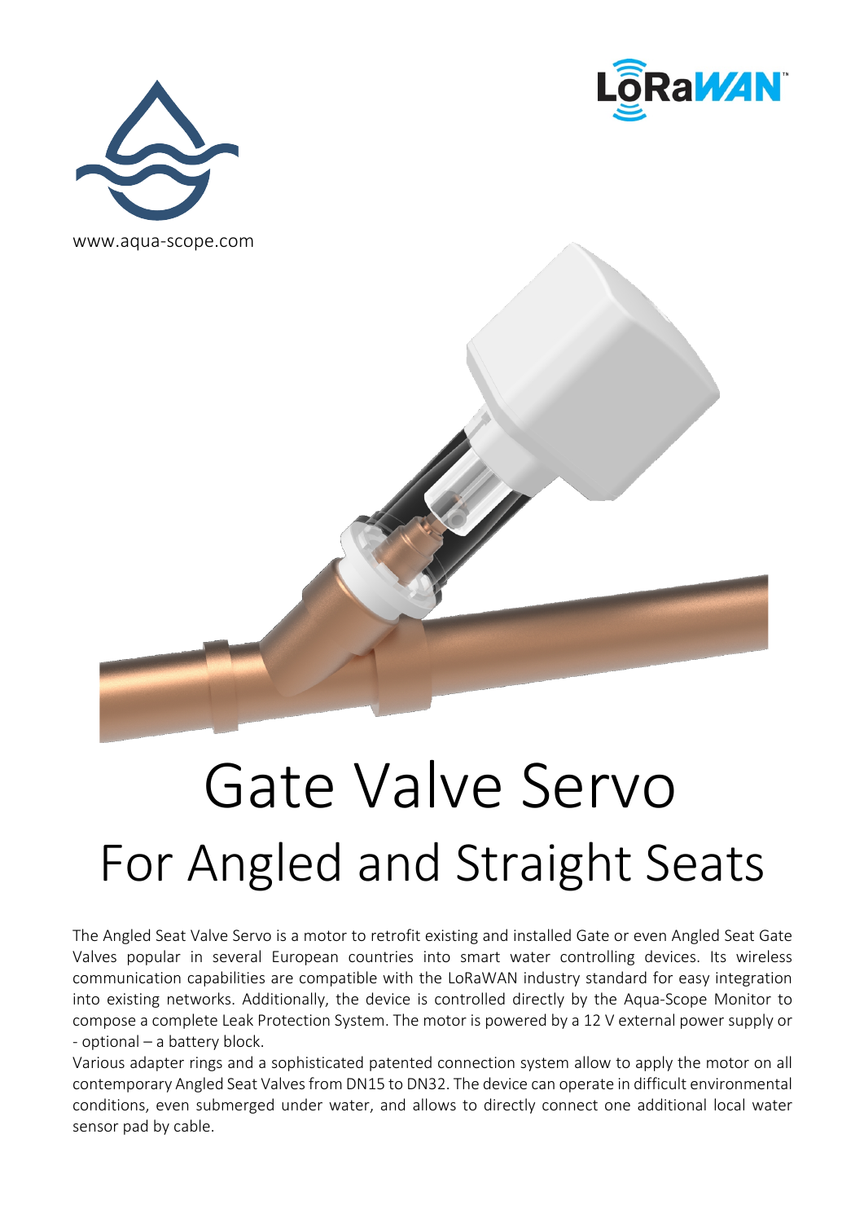www.aqua-scope.com

# Gate Valve Servo

## For Angled and Straight Seats

The Angled Seat Valve Servo is a motor to retrofit existing and installed Gate or even Angled Seat Gate Valves popular in several European countries into smart water controlling devices. Its wireless communication capabilities are compatible with the LoRaWAN industry standard for easy integration into existing networks. Additionally, the device is controlled directly by the Aqua-Scope Monitor to compose a complete Leak Protection System. The motor is powered by a 12 V external power supply or - optional – a battery block.

Various adapter rings and a sophisticated patented connection system allow to apply the motor on all contemporary Angled Seat Valves from DN15 to DN32. The device can operate in difficult environmental conditions, even submerged under water, and allows to directly connect one additional local water sensor pad by cable.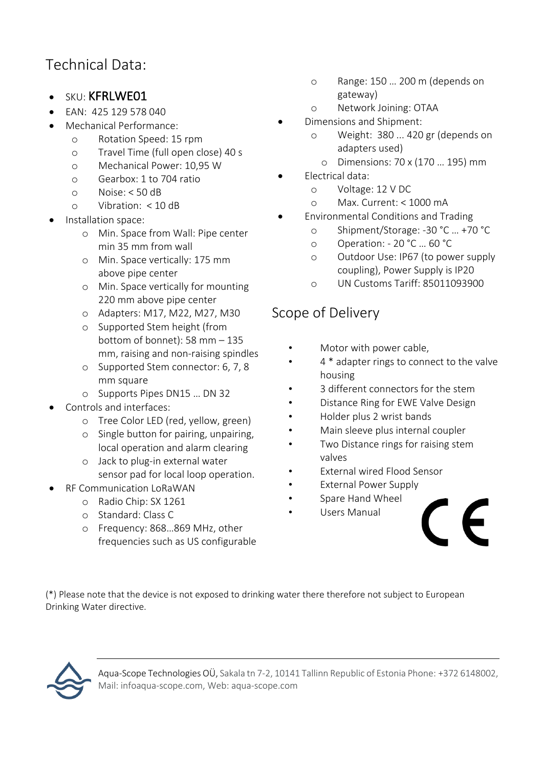# Technical Data:

- SKU: **KFRLWE01**
- EAN: 425 129 578 040
- Mechanical Performance:
  - Rotation Speed: 15 rpm
  - Travel Time (full open close) 40 s
  - Mechanical Power: 10,95 W
  - Gearbox: 1 to 704 ratio
  - Noise: < 50 dB
  - Vibration: < 10 dB
- Installation space:
  - Min. Space from Wall: Pipe center min 35 mm from wall
  - Min. Space vertically: 175 mm above pipe center
  - Min. Space vertically for mounting 220 mm above pipe center
  - Adapters: M17, M22, M27, M30
  - Supported Stem height (from bottom of bonnet): 58 mm – 135 mm, raising and non-raising spindles
  - Supported Stem connector: 6, 7, 8 mm square
  - Supports Pipes DN15 … DN 32
- Controls and interfaces:
  - Tree Color LED (red, yellow, green)
  - Single button for pairing, unpairing, local operation and alarm clearing
  - Jack to plug-in external water sensor pad for local loop operation.
- RF Communication LoRaWAN
  - Radio Chip: SX 1261
  - Standard: Class C
  - Frequency: 868…869 MHz, other frequencies such as US configurable
  - Range: 150 … 200 m (depends on gateway)
  - Network Joining: OTAA
- Dimensions and Shipment:
  - Weight: 380 ... 420 gr (depends on adapters used)
  - Dimensions: 70 x (170 … 195) mm
- Electrical data:
  - Voltage: 12 V DC
  - Max. Current: < 1000 mA
- Environmental Conditions and Trading
  - Shipment/Storage: -30 °C … +70 °C
  - Operation: - 20 °C … 60 °C
  - Outdoor Use: IP67 (to power supply coupling), Power Supply is IP20
  - UN Customs Tariff: 85011093900

# Scope of Delivery

- Motor with power cable,
- 4 * adapter rings to connect to the valve housing
- 3 different connectors for the stem
- Distance Ring for EWE Valve Design
- Holder plus 2 wrist bands
- Main sleeve plus internal coupler
- Two Distance rings for raising stem valves
- External wired Flood Sensor
- External Power Supply
- Spare Hand Wheel
- Users Manual

CE

(*) Please note that the device is not exposed to drinking water there therefore not subject to European Drinking Water directive.

Aqua-Scope Technologies OÜ, Sakala tn 7-2, 10141 Tallinn Republic of Estonia Phone: +372 6148002, Mail: infoaqua-scope.com, Web: aqua-scope.com